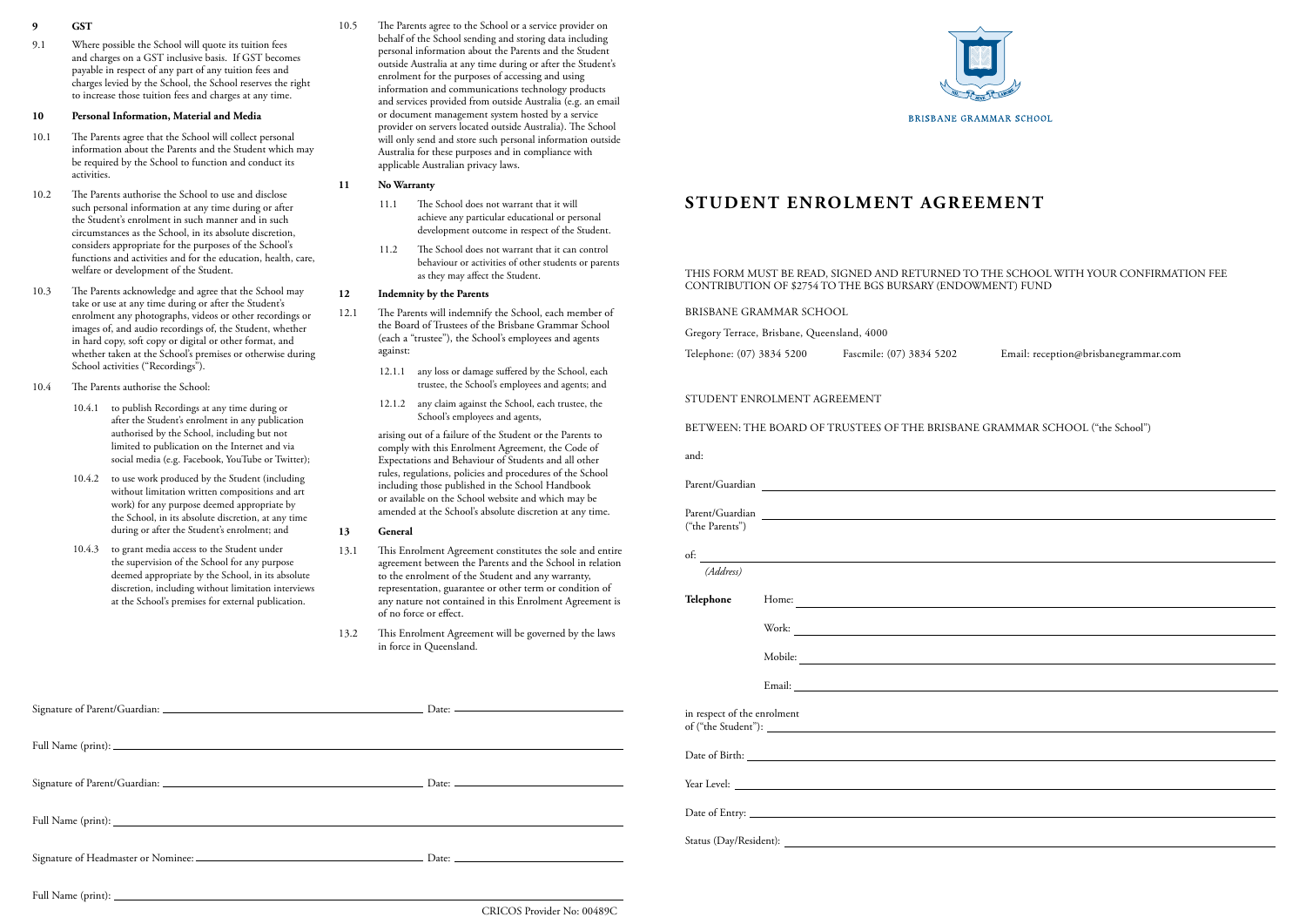**9 GST**

9.1 Where possible the School will quote its tuition fees and charges on a GST inclusive basis. If GST becomes payable in respect of any part of any tuition fees and charges levied by the School, the School reserves the right to increase those tuition fees and charges at any time.

**10 Personal Information, Material and Media**

10.1 The Parents agree that the School will collect personal information about the Parents and the Student which may be required by the School to function and conduct its activities.

10.2 The Parents authorise the School to use and disclose such personal information at any time during or after the Student's enrolment in such manner and in such circumstances as the School, in its absolute discretion, considers appropriate for the purposes of the School's functions and activities and for the education, health, care, welfare or development of the Student.

10.3 The Parents acknowledge and agree that the School may take or use at any time during or after the Student's enrolment any photographs, videos or other recordings or images of, and audio recordings of, the Student, whether in hard copy, soft copy or digital or other format, and whether taken at the School's premises or otherwise during School activities ("Recordings").

10.4 The Parents authorise the School:

10.4.1 to publish Recordings at any time during or after the Student's enrolment in any publication authorised by the School, including but not limited to publication on the Internet and via social media (e.g. Facebook, YouTube or Twitter);

10.4.2 to use work produced by the Student (including without limitation written compositions and art work) for any purpose deemed appropriate by the School, in its absolute discretion, at any time during or after the Student's enrolment; and

10.4.3 to grant media access to the Student under the supervision of the School for any purpose deemed appropriate by the School, in its absolute discretion, including without limitation interviews at the School's premises for external publication.

10.5 The Parents agree to the School or a service provider on behalf of the School sending and storing data including personal information about the Parents and the Student outside Australia at any time during or after the Student's enrolment for the purposes of accessing and using information and communications technology products and services provided from outside Australia (e.g. an email or document management system hosted by a service provider on servers located outside Australia). The School will only send and store such personal information outside Australia for these purposes and in compliance with applicable Australian privacy laws.

**11 No Warranty**

11.1 The School does not warrant that it will achieve any particular educational or personal development outcome in respect of the Student.

11.2 The School does not warrant that it can control behaviour or activities of other students or parents as they may affect the Student.

**12 Indemnity by the Parents**

12.1 The Parents will indemnify the School, each member of the Board of Trustees of the Brisbane Grammar School (each a "trustee"), the School's employees and agents against:

12.1.1 any loss or damage suffered by the School, each trustee, the School's employees and agents; and

12.1.2 any claim against the School, each trustee, the School's employees and agents,

arising out of a failure of the Student or the Parents to comply with this Enrolment Agreement, the Code of Expectations and Behaviour of Students and all other rules, regulations, policies and procedures of the School including those published in the School Handbook or available on the School website and which may be amended at the School's absolute discretion at any time.

**13 General**

13.1 This Enrolment Agreement constitutes the sole and entire agreement between the Parents and the School in relation to the enrolment of the Student and any warranty, representation, guarantee or other term or condition of any nature not contained in this Enrolment Agreement is of no force or effect.

13.2 This Enrolment Agreement will be governed by the laws in force in Queensland.

Signature of Parent/Guardian: ______________________ Date: ____________

Full Name (print): ______________________

Signature of Parent/Guardian: ______________________ Date: ____________

Full Name (print): ______________________

Signature of Headmaster or Nominee: ______________________ Date: ____________

Full Name (print): ______________________

CRICOS Provider No: 00489C

BRISBANE GRAMMAR SCHOOL

# STUDENT ENROLMENT AGREEMENT

THIS FORM MUST BE READ, SIGNED AND RETURNED TO THE SCHOOL WITH YOUR CONFIRMATION FEE CONTRIBUTION OF $2754 TO THE BGS BURSARY (ENDOWMENT) FUND

BRISBANE GRAMMAR SCHOOL

Gregory Terrace, Brisbane, Queensland, 4000

Telephone: (07) 3834 5200 Fascmile: (07) 3834 5202 Email: reception@brisbanegrammar.com

STUDENT ENROLMENT AGREEMENT

BETWEEN: THE BOARD OF TRUSTEES OF THE BRISBANE GRAMMAR SCHOOL ("the School")

and:

Parent/Guardian ______________________

Parent/Guardian ______________________
("the Parents")

of: ______________________
*(Address)*

**Telephone** Home: ______________________

Work: ______________________

Mobile: ______________________

Email: ______________________

in respect of the enrolment of ("the Student"): ______________________

Date of Birth: ______________________

Year Level: ______________________

Date of Entry: ______________________

Status (Day/Resident): ______________________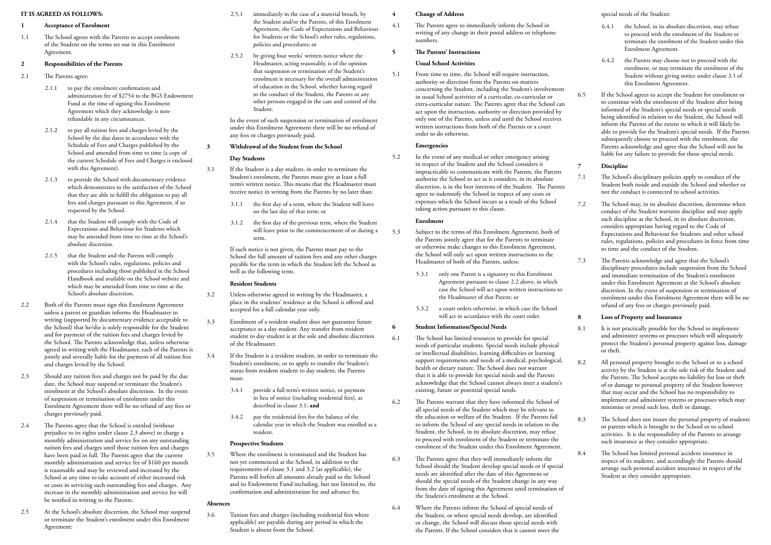**IT IS AGREED AS FOLLOWS:**

## 1 Acceptance of Enrolment

1.1 The School agrees with the Parents to accept enrolment of the Student on the terms set out in this Enrolment Agreement.

## 2 Responsibilities of the Parents

2.1 The Parents agree:

2.1.1 to pay the enrolment confirmation and administration fee of $2754 to the BGS Endowment Fund at the time of signing this Enrolment Agreement which they acknowledge is non-refundable in any circumstances.

2.1.2 to pay all tuition fees and charges levied by the School by the due dates in accordance with the Schedule of Fees and Charges published by the School and amended from time to time (a copy of the current Schedule of Fees and Charges is enclosed with this Agreement).

2.1.3 to provide the School with documentary evidence which demonstrates to the satisfaction of the School that they are able to fulfill the obligation to pay all fees and charges pursuant to this Agreement, if so requested by the School.

2.1.4 that the Student will comply with the Code of Expectations and Behaviour for Students which may be amended from time to time at the School's absolute discretion.

2.1.5 that the Student and the Parents will comply with the School's rules, regulations, policies and procedures including those published in the School Handbook and available on the School website and which may be amended from time to time at the School's absolute discretion.

2.2 Both of the Parents must sign this Enrolment Agreement unless a parent or guardian informs the Headmaster in writing (supported by documentary evidence acceptable to the School) that he/she is solely responsible for the Student and for payment of the tuition fees and charges levied by the School. The Parents acknowledge that, unless otherwise agreed in writing with the Headmaster, each of the Parents is jointly and severally liable for the payment of all tuition fees and charges levied by the School.

2.3 Should any tuition fees and charges not be paid by the due date, the School may suspend or terminate the Student's enrolment at the School's absolute discretion. In the event of suspension or termination of enrolment under this Enrolment Agreement there will be no refund of any fees or charges previously paid.

2.4 The Parents agree that the School is entitled (without prejudice to its rights under clause 2.3 above) to charge a monthly administration and service fee on any outstanding tuition fees and charges until those tuition fees and charges have been paid in full. The Parents agree that the current monthly administration and service fee of $160 per month is reasonable and may be reviewed and increased by the School at any time to take account of either increased risk or costs in servicing such outstanding fees and charges. Any increase in the monthly administration and service fee will be notified in writing to the Parents.

2.5 At the School's absolute discretion, the School may suspend or terminate the Student's enrolment under this Enrolment Agreement:

2.5.1 immediately in the case of a material breach, by the Student and/or the Parents, of this Enrolment Agreement, the Code of Expectations and Behaviour for Students or the School's other rules, regulations, policies and procedures; or

2.5.2 by giving four weeks' written notice where the Headmaster, acting reasonably, is of the opinion that suspension or termination of the Student's enrolment is necessary for the overall administration of education in the School, whether having regard to the conduct of the Student, the Parents or any other persons engaged in the care and control of the Student.

In the event of such suspension or termination of enrolment under this Enrolment Agreement there will be no refund of any fees or charges previously paid.

## 3 Withdrawal of the Student from the School

### Day Students

3.1 If the Student is a day student, in order to terminate the Student's enrolment, the Parents must give at least a full term's written notice. This means that the Headmaster must receive notice in writing from the Parents by no later than:

3.1.1 the first day of a term, where the Student will leave on the last day of that term; or

3.1.2 the first day of the previous term, where the Student will leave prior to the commencement of or during a term.

If such notice is not given, the Parents must pay to the School the full amount of tuition fees and any other charges payable for the term in which the Student left the School as well as the following term.

### Resident Students

3.2 Unless otherwise agreed in writing by the Headmaster, a place in the students' residence at the School is offered and accepted for a full calendar year only.

3.3 Enrolment of a resident student does not guarantee future acceptance as a day student. Any transfer from resident student to day student is at the sole and absolute discretion of the Headmaster.

3.4 If the Student is a resident student, in order to terminate the Student's enrolment, or to apply to transfer the Student's status from resident student to day student, the Parents must:

3.4.1 provide a full term's written notice, or payment in lieu of notice (including residential fees), as described in clause 3.1; **and**

3.4.2 pay the residential fees for the balance of the calendar year in which the Student was enrolled as a resident.

### Prospective Students

3.5 Where the enrolment is terminated and the Student has not yet commenced at the School, in addition to the requirements of clause 3.1 and 3.2 (as applicable), the Parents will forfeit all amounts already paid to the School and its Endowment Fund including, but not limited to, the confirmation and administration fee and advance fee.

### Absences

3.6 Tuition fees and charges (including residential fees where applicable) are payable during any period in which the Student is absent from the School.

## 4 Change of Address

4.1 The Parents agree to immediately inform the School in writing of any change in their postal address or telephone numbers.

## 5 The Parents' Instructions

### Usual School Activities

5.1 From time to time, the School will require instruction, authority or direction from the Parents on matters concerning the Student, including the Student's involvement in usual School activities of a curricular, co-curricular or extra-curricular nature. The Parents agree that the School can act upon the instruction, authority or direction provided by only one of the Parents, unless and until the School receives written instructions from both of the Parents or a court order to do otherwise.

### Emergencies

5.2 In the event of any medical or other emergency arising in respect of the Student and the School considers it impracticable to communicate with the Parents, the Parents authorise the School to act as it considers, in its absolute discretion, is in the best interests of the Student. The Parents agree to indemnify the School in respect of any costs or expenses which the School incurs as a result of the School taking action pursuant to this clause.

### Enrolment

5.3 Subject to the terms of this Enrolment Agreement, both of the Parents jointly agree that for the Parents to terminate or otherwise make changes to this Enrolment Agreement, the School will only act upon written instructions to the Headmaster of both of the Parents, unless:

5.3.1 only one Parent is a signatory to this Enrolment Agreement pursuant to clause 2.2 above, in which case the School will act upon written instructions to the Headmaster of that Parent; or

5.3.2 a court orders otherwise, in which case the School will act in accordance with the court order.

## 6 Student Information/Special Needs

6.1 The School has limited resources to provide for special needs of particular students. Special needs include physical or intellectual disabilities, learning difficulties or learning support requirements and needs of a medical, psychological, health or dietary nature. The School does not warrant that it is able to provide for special needs and the Parents acknowledge that the School cannot always meet a student's existing, future or potential special needs.

6.2 The Parents warrant that they have informed the School of all special needs of the Student which may be relevant to the education or welfare of the Student. If the Parents fail to inform the School of any special needs in relation to the Student, the School, in its absolute discretion, may refuse to proceed with enrolment of the Student or terminate the enrolment of the Student under this Enrolment Agreement.

6.3 The Parents agree that they will immediately inform the School should the Student develop special needs or if special needs are identified after the date of this Agreement or should the special needs of the Student change in any way from the date of signing this Agreement until termination of the Student's enrolment at the School.

6.4 Where the Parents inform the School of special needs of the Student, or where special needs develop, are identified or change, the School will discuss those special needs with the Parents. If the School considers that it cannot meet the special needs of the Student:

6.4.1 the School, in its absolute discretion, may refuse to proceed with the enrolment of the Student or terminate the enrolment of the Student under this Enrolment Agreement.

6.4.2 the Parents may choose not to proceed with the enrolment, or may terminate the enrolment of the Student without giving notice under clause 3.1 of this Enrolment Agreement.

6.5 If the School agrees to accept the Student for enrolment or to continue with the enrolment of the Student after being informed of the Student's special needs or special needs being identified in relation to the Student, the School will inform the Parents of the extent to which it will likely be able to provide for the Student's special needs. If the Parents subsequently choose to proceed with the enrolment, the Parents acknowledge and agree that the School will not be liable for any failure to provide for those special needs.

## 7 Discipline

7.1 The School's disciplinary policies apply to conduct of the Student both inside and outside the School and whether or not the conduct is connected to school activities.

7.2 The School may, in its absolute discretion, determine when conduct of the Student warrants discipline and may apply such discipline as the School, in its absolute discretion, considers appropriate having regard to the Code of Expectations and Behaviour for Students and other school rules, regulations, policies and procedures in force from time to time and the conduct of the Student.

7.3 The Parents acknowledge and agree that the School's disciplinary procedures include suspension from the School and immediate termination of the Student's enrolment under this Enrolment Agreement at the School's absolute discretion. In the event of suspension or termination of enrolment under this Enrolment Agreement there will be no refund of any fees or charges previously paid.

## 8 Loss of Property and Insurance

8.1 It is not practically possible for the School to implement and administer systems or processes which will adequately protect the Student's personal property against loss, damage or theft.

8.2 All personal property brought to the School or to a school activity by the Student is at the sole risk of the Student and the Parents. The School accepts no liability for loss or theft of or damage to personal property of the Student however that may occur and the School has no responsibility to implement and administer systems or processes which may minimise or avoid such loss, theft or damage.

8.3 The School does not insure the personal property of students or parents which is brought to the School or to school activities. It is the responsibility of the Parents to arrange such insurance as they consider appropriate.

8.4 The School has limited personal accident insurance in respect of its students, and accordingly the Parents should arrange such personal accident insurance in respect of the Student as they consider appropriate.